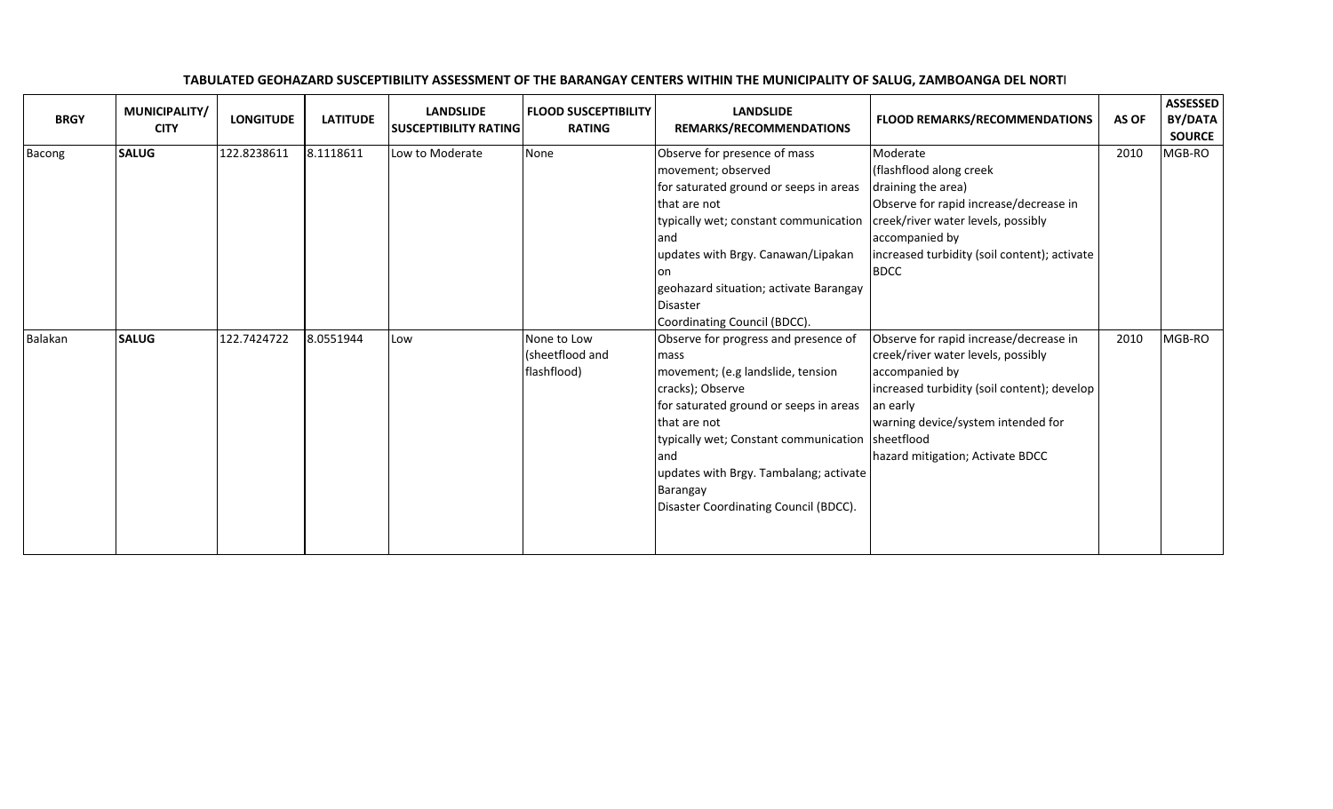**TABULATED GEOHAZARD SUSCEPTIBILITY ASSESSMENT OF THE BARANGAY CENTERS WITHIN THE MUNICIPALITY OF SALUG, ZAMBOANGA DEL NORTI**

| BRGY | MUNICIPALITY/ CITY | LONGITUDE | LATITUDE | LANDSLIDE SUSCEPTIBILITY RATING | FLOOD SUSCEPTIBILITY RATING | LANDSLIDE REMARKS/RECOMMENDATIONS | FLOOD REMARKS/RECOMMENDATIONS | AS OF | ASSESSED BY/DATA SOURCE |
|---|---|---|---|---|---|---|---|---|---|
| Bacong | **SALUG** | 122.8238611 | 8.1118611 | Low to Moderate | None | Observe for presence of mass movement; observed for saturated ground or seeps in areas that are not typically wet; constant communication and updates with Brgy. Canawan/Lipakan on geohazard situation; activate Barangay Disaster Coordinating Council (BDCC). | Moderate (flashflood along creek draining the area) Observe for rapid increase/decrease in creek/river water levels, possibly accompanied by increased turbidity (soil content); activate BDCC | 2010 | MGB-RO |
| Balakan | **SALUG** | 122.7424722 | 8.0551944 | Low | None to Low (sheetflood and flashflood) | Observe for progress and presence of mass movement; (e.g landslide, tension cracks); Observe for saturated ground or seeps in areas that are not typically wet; Constant communication and updates with Brgy. Tambalang; activate Barangay Disaster Coordinating Council (BDCC). | Observe for rapid increase/decrease in creek/river water levels, possibly accompanied by increased turbidity (soil content); develop an early warning device/system intended for sheetflood hazard mitigation; Activate BDCC | 2010 | MGB-RO |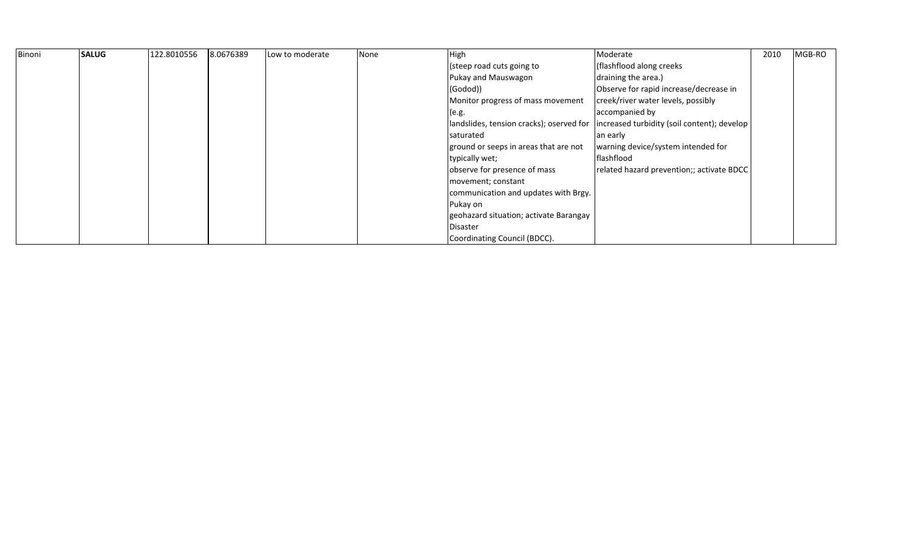| | | | | | | | | | |
|---|---|---|---|---|---|---|---|---|---|
| Binoni | **SALUG** | 122.8010556 | 8.0676389 | Low to moderate | None | High (steep road cuts going to Pukay and Mauswagon (Godod)) Monitor progress of mass movement (e.g. landslides, tension cracks); oserved for saturated ground or seeps in areas that are not typically wet; observe for presence of mass movement; constant communication and updates with Brgy. Pukay on geohazard situation; activate Barangay Disaster Coordinating Council (BDCC). | Moderate (flashflood along creeks draining the area.) Observe for rapid increase/decrease in creek/river water levels, possibly accompanied by increased turbidity (soil content); develop an early warning device/system intended for flashflood related hazard prevention;; activate BDCC | 2010 | MGB-RO |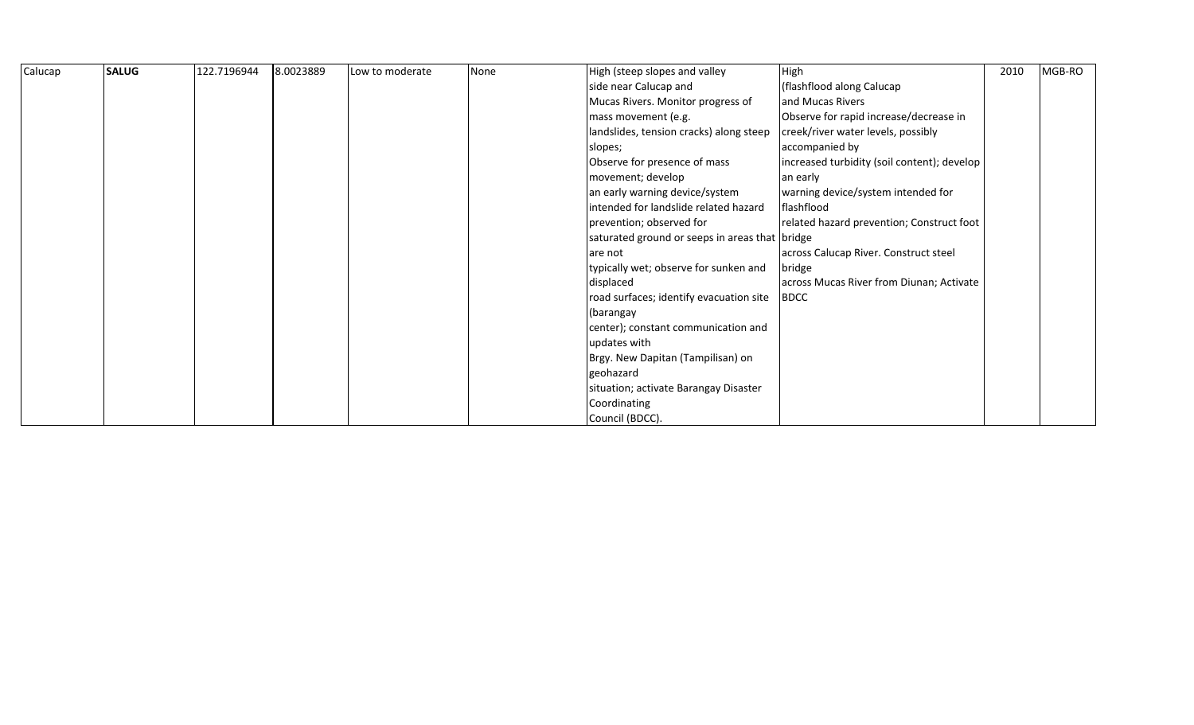| Calucap | **SALUG** | 122.7196944 | 8.0023889 | Low to moderate | None | High (steep slopes and valley side near Calucap and Mucas Rivers. Monitor progress of mass movement (e.g. landslides, tension cracks) along steep slopes; Observe for presence of mass movement; develop an early warning device/system intended for landslide related hazard prevention; observed for saturated ground or seeps in areas that are not typically wet; observe for sunken and displaced road surfaces; identify evacuation site (barangay center); constant communication and updates with Brgy. New Dapitan (Tampilisan) on geohazard situation; activate Barangay Disaster Coordinating Council (BDCC). | High (flashflood along Calucap and Mucas Rivers Observe for rapid increase/decrease in creek/river water levels, possibly accompanied by increased turbidity (soil content); develop an early warning device/system intended for flashflood related hazard prevention; Construct foot bridge across Calucap River. Construct steel bridge across Mucas River from Diunan; Activate BDCC | 2010 | MGB-RO |
|---|---|---|---|---|---|---|---|---|---|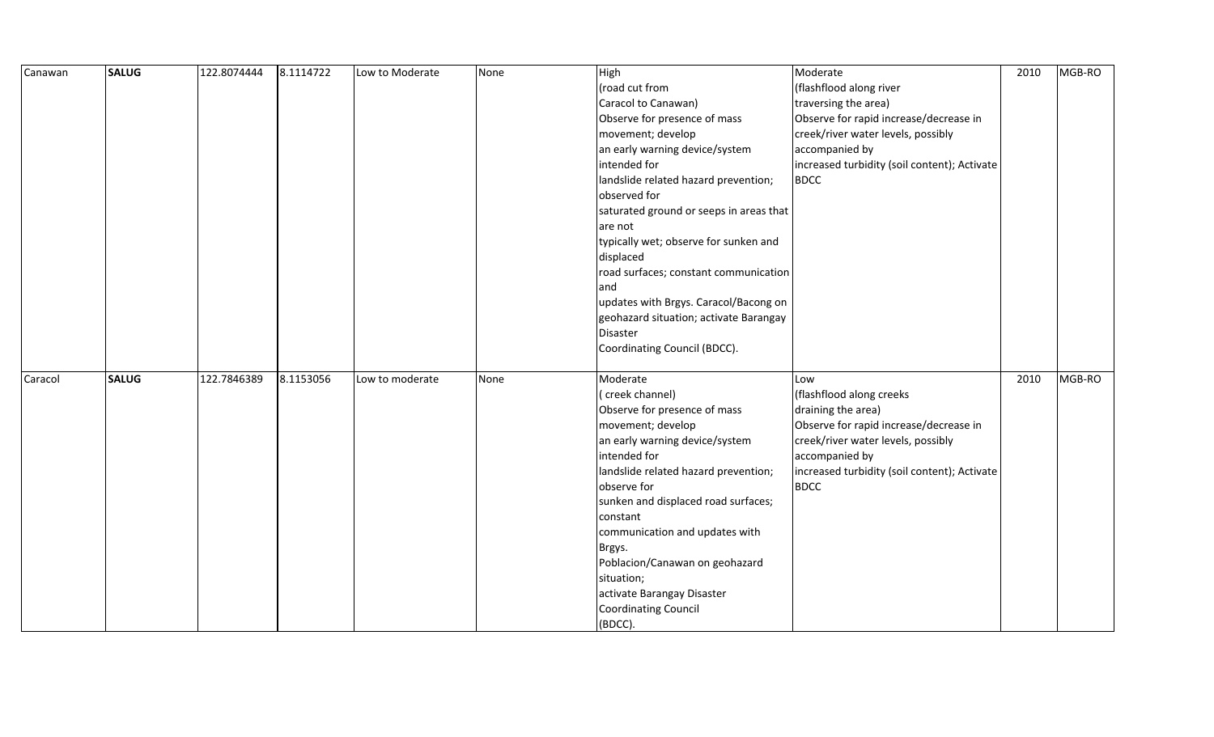| | | | | | | | | | |
|---|---|---|---|---|---|---|---|---|---|
| Canawan | **SALUG** | 122.8074444 | 8.1114722 | Low to Moderate | None | High (road cut from Caracol to Canawan) Observe for presence of mass movement; develop an early warning device/system intended for landslide related hazard prevention; observed for saturated ground or seeps in areas that are not typically wet; observe for sunken and displaced road surfaces; constant communication and updates with Brgys. Caracol/Bacong on geohazard situation; activate Barangay Disaster Coordinating Council (BDCC). | Moderate (flashflood along river traversing the area) Observe for rapid increase/decrease in creek/river water levels, possibly accompanied by increased turbidity (soil content); Activate BDCC | 2010 | MGB-RO |
| Caracol | **SALUG** | 122.7846389 | 8.1153056 | Low to moderate | None | Moderate ( creek channel) Observe for presence of mass movement; develop an early warning device/system intended for landslide related hazard prevention; observe for sunken and displaced road surfaces; constant communication and updates with Brgys. Poblacion/Canawan on geohazard situation; activate Barangay Disaster Coordinating Council (BDCC). | Low (flashflood along creeks draining the area) Observe for rapid increase/decrease in creek/river water levels, possibly accompanied by increased turbidity (soil content); Activate BDCC | 2010 | MGB-RO |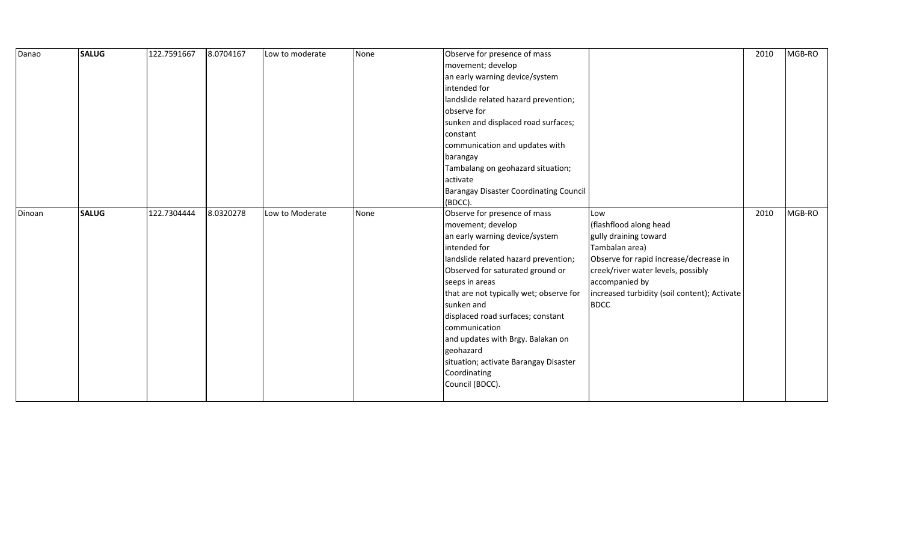| Danao | **SALUG** | 122.7591667 | 8.0704167 | Low to moderate | None | Observe for presence of mass movement; develop an early warning device/system intended for landslide related hazard prevention; observe for sunken and displaced road surfaces; constant communication and updates with barangay Tambalang on geohazard situation; activate Barangay Disaster Coordinating Council (BDCC). | | 2010 | MGB-RO |
|---|---|---|---|---|---|---|---|---|---|
| Dinoan | **SALUG** | 122.7304444 | 8.0320278 | Low to Moderate | None | Observe for presence of mass movement; develop an early warning device/system intended for landslide related hazard prevention; Observed for saturated ground or seeps in areas that are not typically wet; observe for sunken and displaced road surfaces; constant communication and updates with Brgy. Balakan on geohazard situation; activate Barangay Disaster Coordinating Council (BDCC). | Low (flashflood along head gully draining toward Tambalan area) Observe for rapid increase/decrease in creek/river water levels, possibly accompanied by increased turbidity (soil content); Activate BDCC | 2010 | MGB-RO |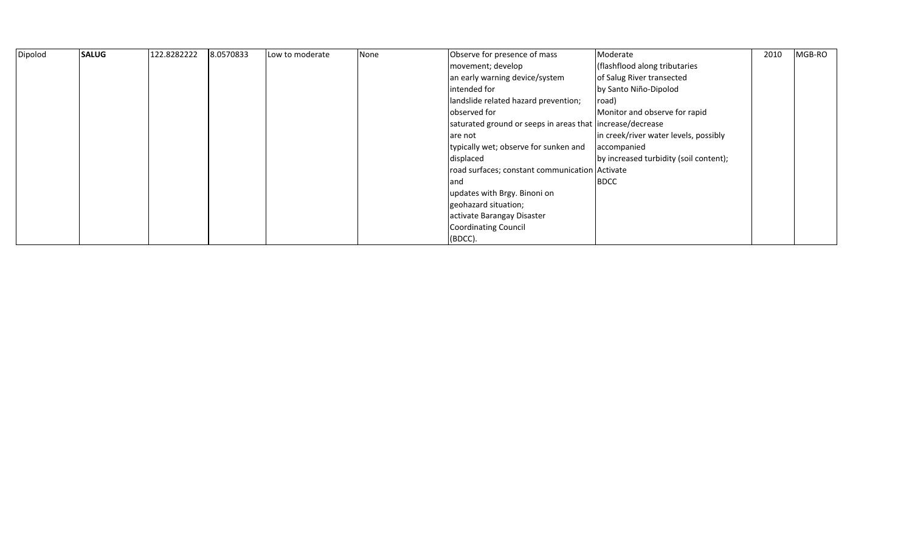| Dipolod | **SALUG** | 122.8282222 | 8.0570833 | Low to moderate | None | Observe for presence of mass movement; develop an early warning device/system intended for landslide related hazard prevention; observed for saturated ground or seeps in areas that are not typically wet; observe for sunken and displaced road surfaces; constant communication and updates with Brgy. Binoni on geohazard situation; activate Barangay Disaster Coordinating Council (BDCC). | Moderate (flashflood along tributaries of Salug River transected by Santo Niño-Dipolod road) Monitor and observe for rapid increase/decrease in creek/river water levels, possibly accompanied by increased turbidity (soil content); Activate BDCC | 2010 | MGB-RO |
|---|---|---|---|---|---|---|---|---|---|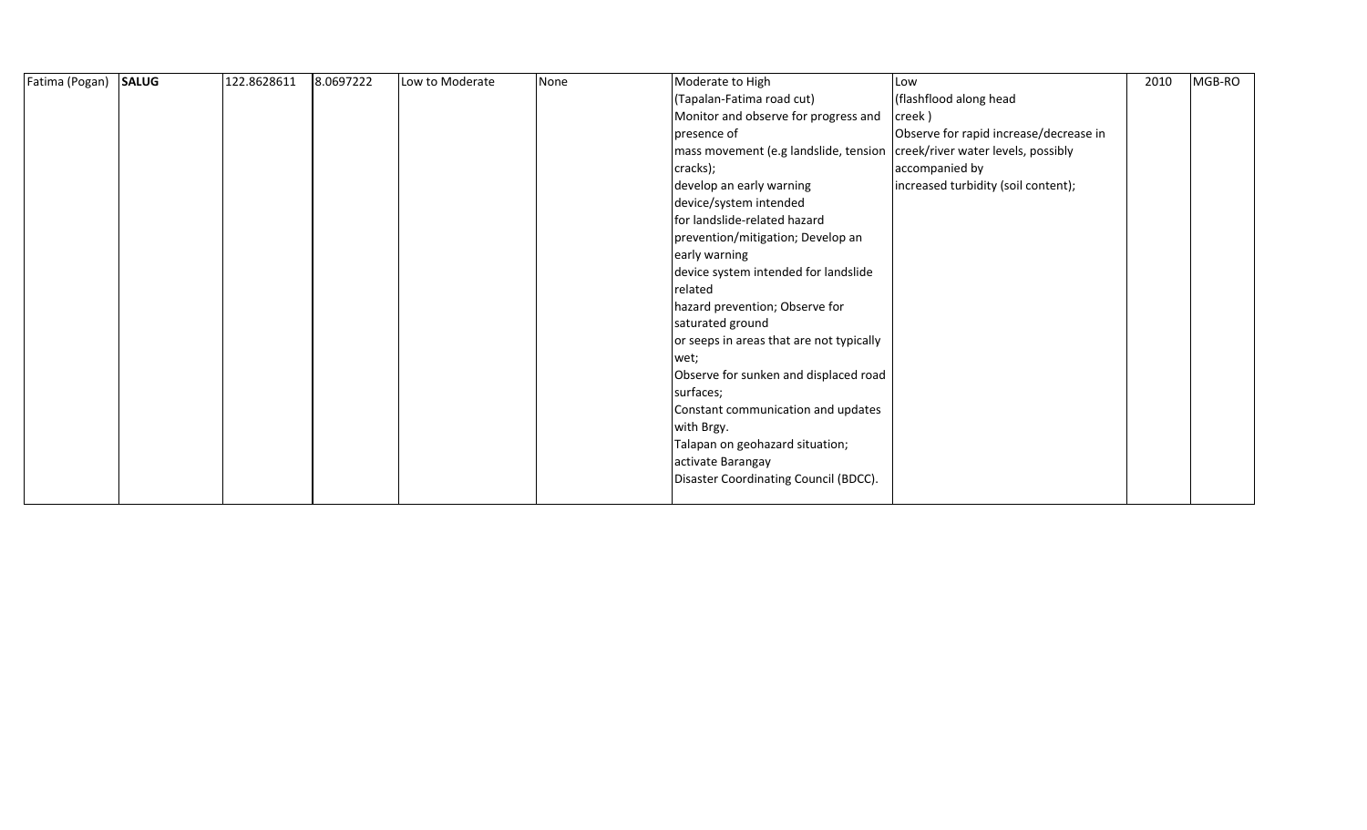| Fatima (Pogan) | **SALUG** | 122.8628611 | 8.0697222 | Low to Moderate | None | Moderate to High (Tapalan-Fatima road cut) Monitor and observe for progress and presence of mass movement (e.g landslide, tension cracks); develop an early warning device/system intended for landslide-related hazard prevention/mitigation; Develop an early warning device system intended for landslide related hazard prevention; Observe for saturated ground or seeps in areas that are not typically wet; Observe for sunken and displaced road surfaces; Constant communication and updates with Brgy. Talapan on geohazard situation; activate Barangay Disaster Coordinating Council (BDCC). | Low (flashflood along head creek ) Observe for rapid increase/decrease in creek/river water levels, possibly accompanied by increased turbidity (soil content); | 2010 | MGB-RO |
|---|---|---|---|---|---|---|---|---|---|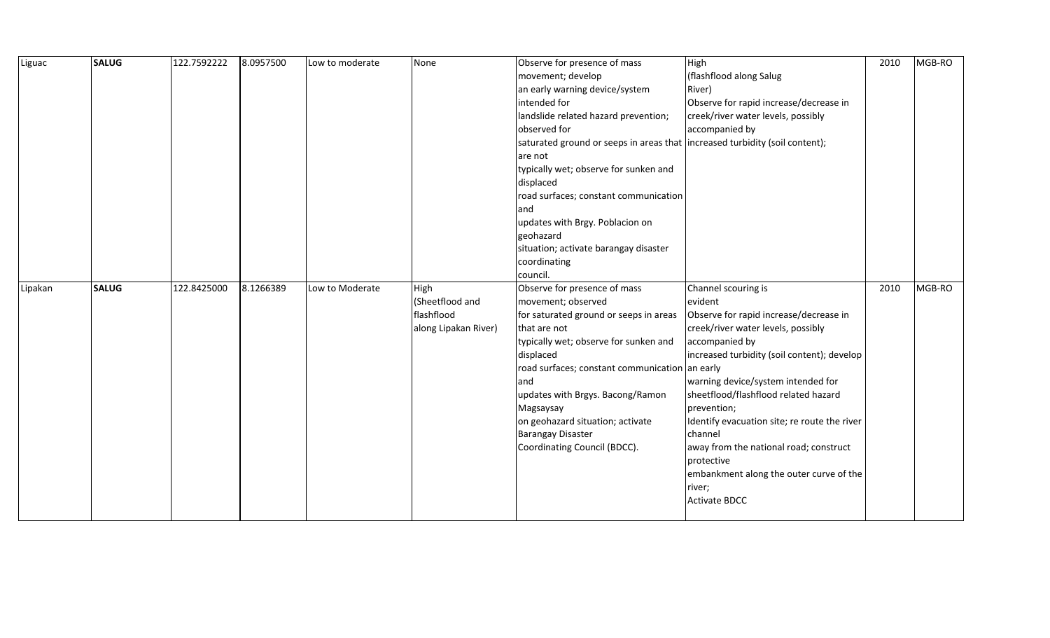| Liguac | **SALUG** | 122.7592222 | 8.0957500 | Low to moderate | None | Observe for presence of mass movement; develop an early warning device/system intended for landslide related hazard prevention; observed for saturated ground or seeps in areas that are not typically wet; observe for sunken and displaced road surfaces; constant communication and updates with Brgy. Poblacion on geohazard situation; activate barangay disaster coordinating council. | High (flashflood along Salug River) Observe for rapid increase/decrease in creek/river water levels, possibly accompanied by increased turbidity (soil content); | 2010 | MGB-RO |
|---|---|---|---|---|---|---|---|---|---|
| Lipakan | **SALUG** | 122.8425000 | 8.1266389 | Low to Moderate | High (Sheetflood and flashflood along Lipakan River) | Observe for presence of mass movement; observed for saturated ground or seeps in areas that are not typically wet; observe for sunken and displaced road surfaces; constant communication and updates with Brgys. Bacong/Ramon Magsaysay on geohazard situation; activate Barangay Disaster Coordinating Council (BDCC). | Channel scouring is evident Observe for rapid increase/decrease in creek/river water levels, possibly accompanied by increased turbidity (soil content); develop an early warning device/system intended for sheetflood/flashflood related hazard prevention; Identify evacuation site; re route the river channel away from the national road; construct protective embankment along the outer curve of the river; Activate BDCC | 2010 | MGB-RO |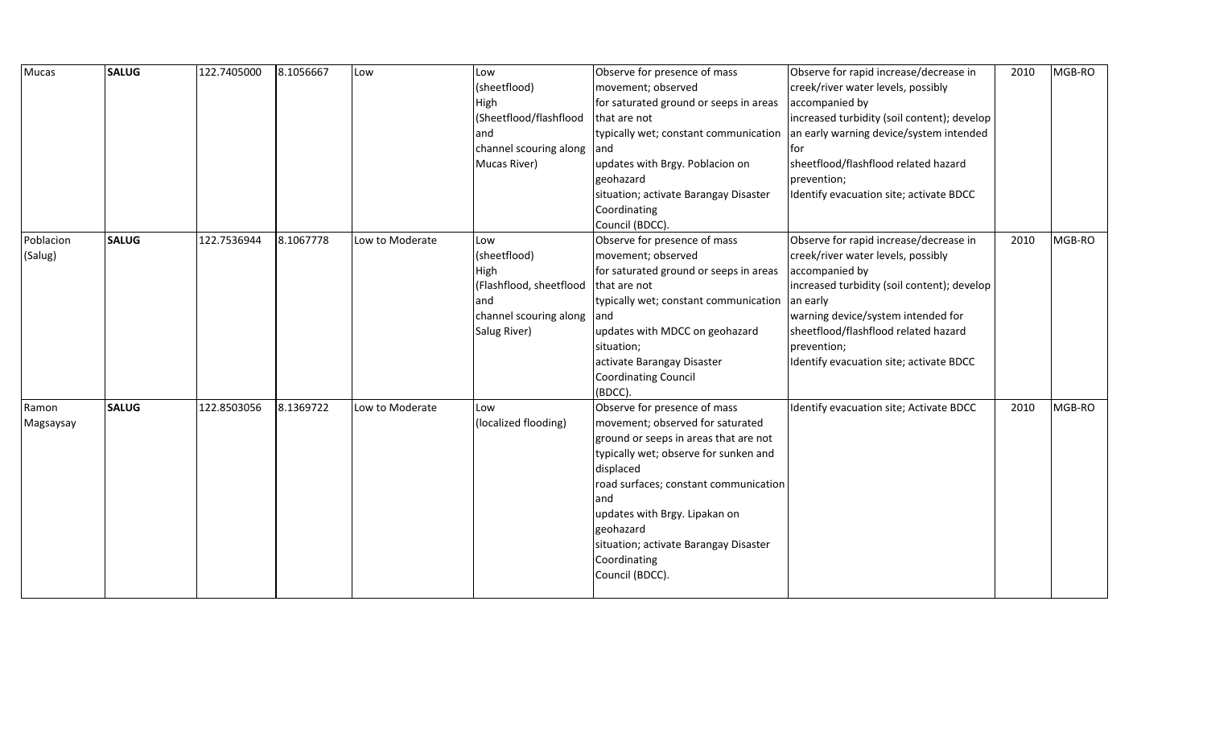| Mucas | **SALUG** | 122.7405000 | 8.1056667 | Low | Low (sheetflood) High (Sheetflood/flashflood and channel scouring along Mucas River) | Observe for presence of mass movement; observed for saturated ground or seeps in areas that are not typically wet; constant communication and updates with Brgy. Poblacion on geohazard situation; activate Barangay Disaster Coordinating Council (BDCC). | Observe for rapid increase/decrease in creek/river water levels, possibly accompanied by increased turbidity (soil content); develop an early warning device/system intended for sheetflood/flashflood related hazard prevention; Identify evacuation site; activate BDCC | 2010 | MGB-RO |
|---|---|---|---|---|---|---|---|---|---|
| Poblacion (Salug) | **SALUG** | 122.7536944 | 8.1067778 | Low to Moderate | Low (sheetflood) High (Flashflood, sheetflood and channel scouring along Salug River) | Observe for presence of mass movement; observed for saturated ground or seeps in areas that are not typically wet; constant communication and updates with MDCC on geohazard situation; activate Barangay Disaster Coordinating Council (BDCC). | Observe for rapid increase/decrease in creek/river water levels, possibly accompanied by increased turbidity (soil content); develop an early warning device/system intended for sheetflood/flashflood related hazard prevention; Identify evacuation site; activate BDCC | 2010 | MGB-RO |
| Ramon Magsaysay | **SALUG** | 122.8503056 | 8.1369722 | Low to Moderate | Low (localized flooding) | Observe for presence of mass movement; observed for saturated ground or seeps in areas that are not typically wet; observe for sunken and displaced road surfaces; constant communication and updates with Brgy. Lipakan on geohazard situation; activate Barangay Disaster Coordinating Council (BDCC). | Identify evacuation site; Activate BDCC | 2010 | MGB-RO |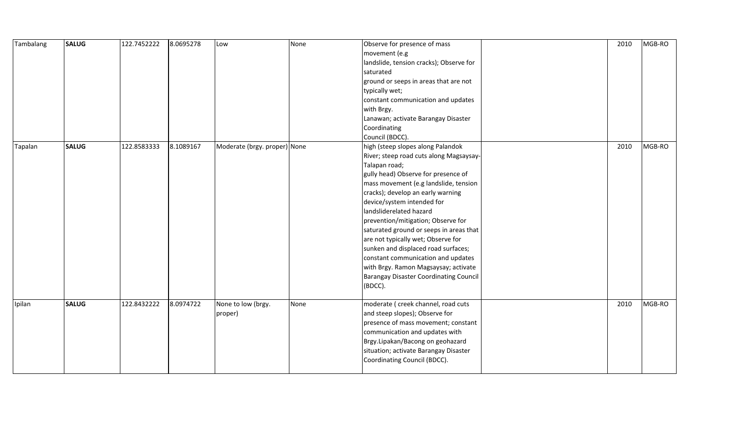| | | | | | | | | | |
|---|---|---|---|---|---|---|---|---|---|
| Tambalang | **SALUG** | 122.7452222 | 8.0695278 | Low | None | Observe for presence of mass movement (e.g landslide, tension cracks); Observe for saturated ground or seeps in areas that are not typically wet; constant communication and updates with Brgy. Lanawan; activate Barangay Disaster Coordinating Council (BDCC). | | 2010 | MGB-RO |
| Tapalan | **SALUG** | 122.8583333 | 8.1089167 | Moderate (brgy. proper) | None | high (steep slopes along Palandok River; steep road cuts along Magsaysay-Talapan road; gully head) Observe for presence of mass movement (e.g landslide, tension cracks); develop an early warning device/system intended for landsliderelated hazard prevention/mitigation; Observe for saturated ground or seeps in areas that are not typically wet; Observe for sunken and displaced road surfaces; constant communication and updates with Brgy. Ramon Magsaysay; activate Barangay Disaster Coordinating Council (BDCC). | | 2010 | MGB-RO |
| Ipilan | **SALUG** | 122.8432222 | 8.0974722 | None to low (brgy. proper) | None | moderate ( creek channel, road cuts and steep slopes); Observe for presence of mass movement; constant communication and updates with Brgy.Lipakan/Bacong on geohazard situation; activate Barangay Disaster Coordinating Council (BDCC). | | 2010 | MGB-RO |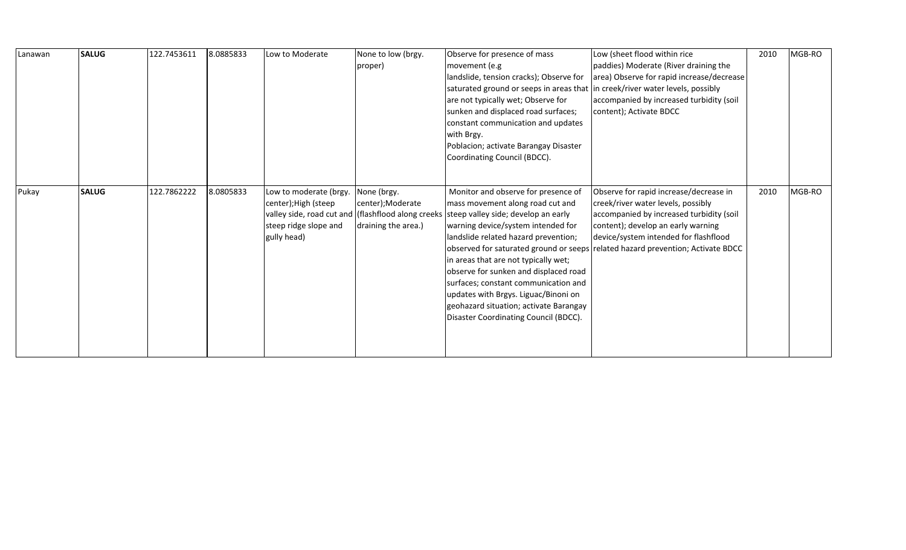| | | | | | | | | | |
|---|---|---|---|---|---|---|---|---|---|
| Lanawan | **SALUG** | 122.7453611 | 8.0885833 | Low to Moderate | None to low (brgy. proper) | Observe for presence of mass movement (e.g landslide, tension cracks); Observe for saturated ground or seeps in areas that are not typically wet; Observe for sunken and displaced road surfaces; constant communication and updates with Brgy. Poblacion; activate Barangay Disaster Coordinating Council (BDCC). | Low (sheet flood within rice paddies) Moderate (River draining the area) Observe for rapid increase/decrease in creek/river water levels, possibly accompanied by increased turbidity (soil content); Activate BDCC | 2010 | MGB-RO |
| Pukay | **SALUG** | 122.7862222 | 8.0805833 | Low to moderate (brgy. center);High (steep valley side, road cut and steep ridge slope and gully head) | None (brgy. center);Moderate (flashflood along creeks draining the area.) | Monitor and observe for presence of mass movement along road cut and steep valley side; develop an early warning device/system intended for landslide related hazard prevention; observed for saturated ground or seeps in areas that are not typically wet; observe for sunken and displaced road surfaces; constant communication and updates with Brgys. Liguac/Binoni on geohazard situation; activate Barangay Disaster Coordinating Council (BDCC). | Observe for rapid increase/decrease in creek/river water levels, possibly accompanied by increased turbidity (soil content); develop an early warning device/system intended for flashflood related hazard prevention; Activate BDCC | 2010 | MGB-RO |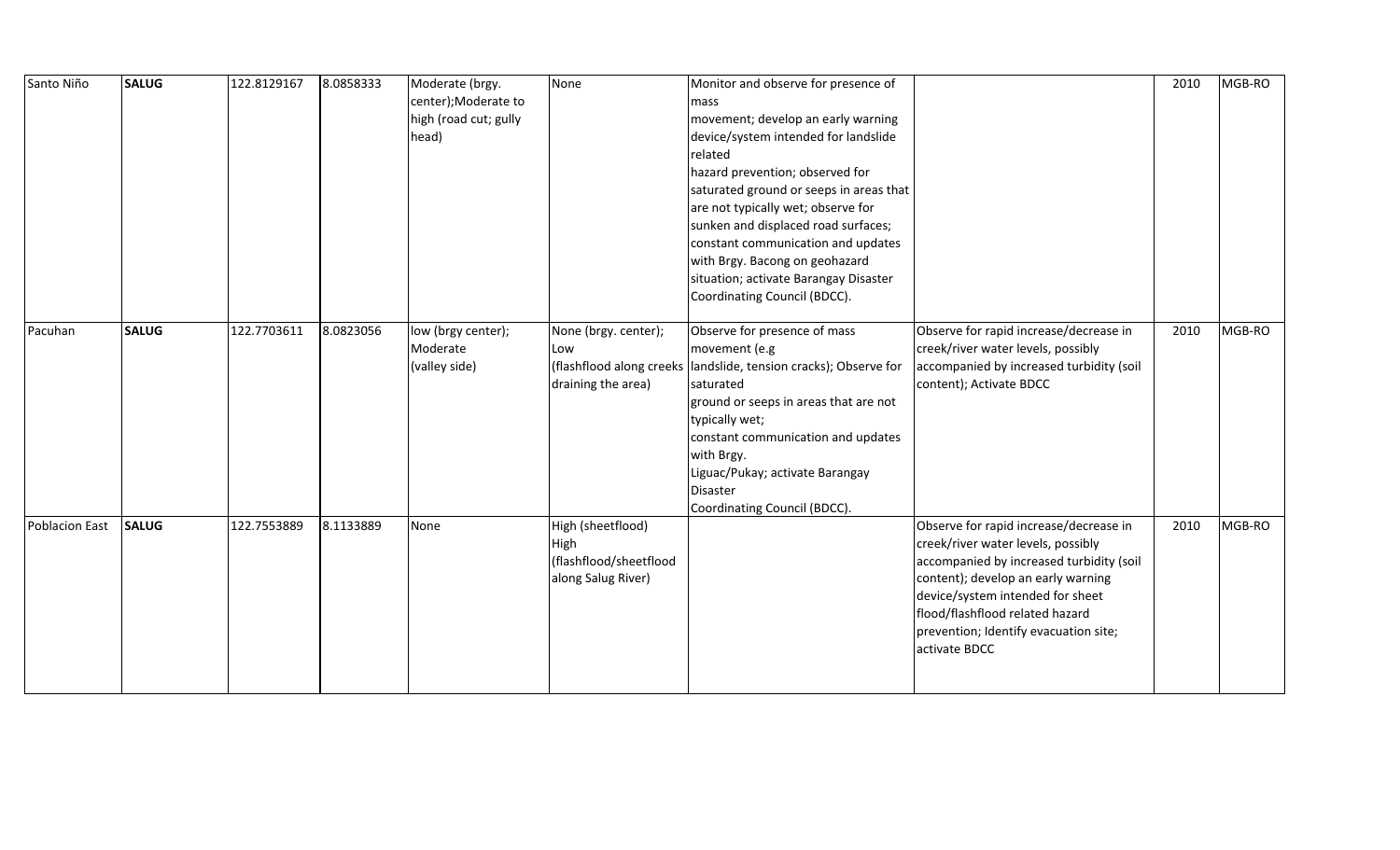| | | | | | | | | | |
|---|---|---|---|---|---|---|---|---|---|
| Santo Niño | **SALUG** | 122.8129167 | 8.0858333 | Moderate (brgy. center);Moderate to high (road cut; gully head) | None | Monitor and observe for presence of mass movement; develop an early warning device/system intended for landslide related hazard prevention; observed for saturated ground or seeps in areas that are not typically wet; observe for sunken and displaced road surfaces; constant communication and updates with Brgy. Bacong on geohazard situation; activate Barangay Disaster Coordinating Council (BDCC). | | 2010 | MGB-RO |
| Pacuhan | **SALUG** | 122.7703611 | 8.0823056 | low (brgy center); Moderate (valley side) | None (brgy. center); Low (flashflood along creeks draining the area) | Observe for presence of mass movement (e.g landslide, tension cracks); Observe for saturated ground or seeps in areas that are not typically wet; constant communication and updates with Brgy. Liguac/Pukay; activate Barangay Disaster Coordinating Council (BDCC). | Observe for rapid increase/decrease in creek/river water levels, possibly accompanied by increased turbidity (soil content); Activate BDCC | 2010 | MGB-RO |
| Poblacion East | **SALUG** | 122.7553889 | 8.1133889 | None | High (sheetflood) High (flashflood/sheetflood along Salug River) | | Observe for rapid increase/decrease in creek/river water levels, possibly accompanied by increased turbidity (soil content); develop an early warning device/system intended for sheet flood/flashflood related hazard prevention; Identify evacuation site; activate BDCC | 2010 | MGB-RO |